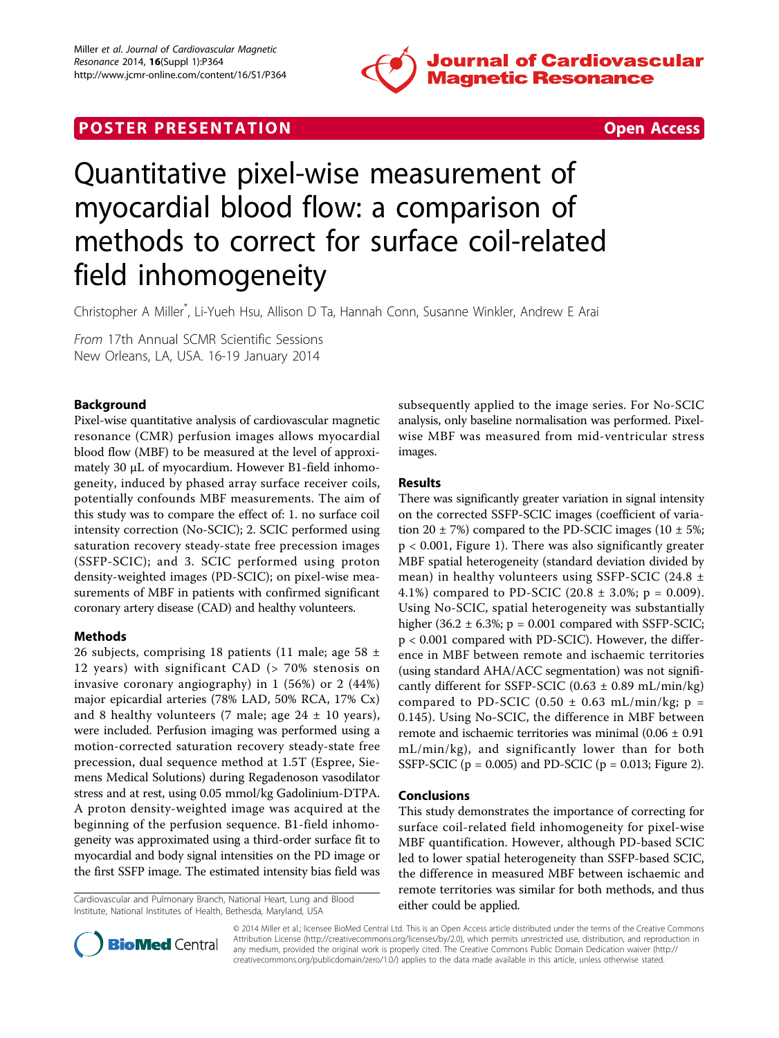POSTER PRESENTATION

Open Access

# Quantitative pixel-wise measurement of myocardial blood flow: a comparison of methods to correct for surface coil-related field inhomogeneity

Christopher A Miller*, Li-Yueh Hsu, Allison D Ta, Hannah Conn, Susanne Winkler, Andrew E Arai

*From* 17th Annual SCMR Scientific Sessions
New Orleans, LA, USA. 16-19 January 2014

## Background

Pixel-wise quantitative analysis of cardiovascular magnetic resonance (CMR) perfusion images allows myocardial blood flow (MBF) to be measured at the level of approximately 30 μL of myocardium. However B1-field inhomogeneity, induced by phased array surface receiver coils, potentially confounds MBF measurements. The aim of this study was to compare the effect of: 1. no surface coil intensity correction (No-SCIC); 2. SCIC performed using saturation recovery steady-state free precession images (SSFP-SCIC); and 3. SCIC performed using proton density-weighted images (PD-SCIC); on pixel-wise measurements of MBF in patients with confirmed significant coronary artery disease (CAD) and healthy volunteers.

## Methods

26 subjects, comprising 18 patients (11 male; age 58 ± 12 years) with significant CAD (> 70% stenosis on invasive coronary angiography) in 1 (56%) or 2 (44%) major epicardial arteries (78% LAD, 50% RCA, 17% Cx) and 8 healthy volunteers (7 male; age 24 ± 10 years), were included. Perfusion imaging was performed using a motion-corrected saturation recovery steady-state free precession, dual sequence method at 1.5T (Espree, Siemens Medical Solutions) during Regadenoson vasodilator stress and at rest, using 0.05 mmol/kg Gadolinium-DTPA. A proton density-weighted image was acquired at the beginning of the perfusion sequence. B1-field inhomogeneity was approximated using a third-order surface fit to myocardial and body signal intensities on the PD image or the first SSFP image. The estimated intensity bias field was subsequently applied to the image series. For No-SCIC analysis, only baseline normalisation was performed. Pixel-wise MBF was measured from mid-ventricular stress images.

## Results

There was significantly greater variation in signal intensity on the corrected SSFP-SCIC images (coefficient of variation 20 ± 7%) compared to the PD-SCIC images (10 ± 5%; $p < 0.001$, Figure 1). There was also significantly greater MBF spatial heterogeneity (standard deviation divided by mean) in healthy volunteers using SSFP-SCIC (24.8 ± 4.1%) compared to PD-SCIC (20.8 ± 3.0%; $p = 0.009$). Using No-SCIC, spatial heterogeneity was substantially higher (36.2 ± 6.3%; $p = 0.001$ compared with SSFP-SCIC; $p < 0.001$ compared with PD-SCIC). However, the difference in MBF between remote and ischaemic territories (using standard AHA/ACC segmentation) was not significantly different for SSFP-SCIC (0.63 ± 0.89 mL/min/kg) compared to PD-SCIC (0.50 ± 0.63 mL/min/kg; $p = 0.145$). Using No-SCIC, the difference in MBF between remote and ischaemic territories was minimal (0.06 ± 0.91 mL/min/kg), and significantly lower than for both SSFP-SCIC ($p = 0.005$) and PD-SCIC ($p = 0.013$; Figure 2).

## Conclusions

This study demonstrates the importance of correcting for surface coil-related field inhomogeneity for pixel-wise MBF quantification. However, although PD-based SCIC led to lower spatial heterogeneity than SSFP-based SCIC, the difference in measured MBF between ischaemic and remote territories was similar for both methods, and thus either could be applied.

Cardiovascular and Pulmonary Branch, National Heart, Lung and Blood Institute, National Institutes of Health, Bethesda, Maryland, USA

© 2014 Miller et al.; licensee BioMed Central Ltd. This is an Open Access article distributed under the terms of the Creative Commons Attribution License (http://creativecommons.org/licenses/by/2.0), which permits unrestricted use, distribution, and reproduction in any medium, provided the original work is properly cited. The Creative Commons Public Domain Dedication waiver (http://creativecommons.org/publicdomain/zero/1.0/) applies to the data made available in this article, unless otherwise stated.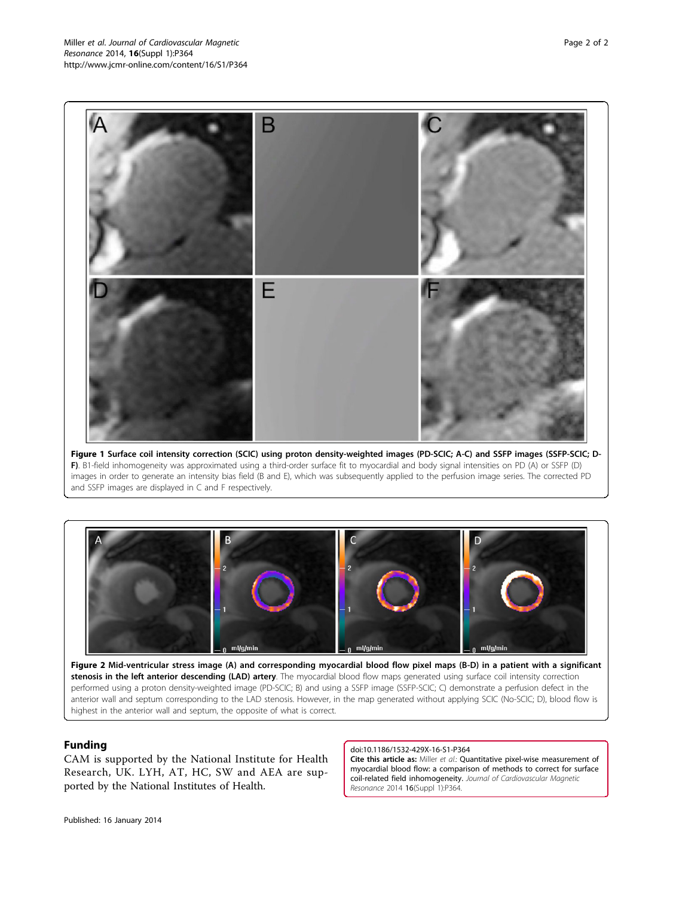**Figure 1 Surface coil intensity correction (SCIC) using proton density-weighted images (PD-SCIC; A-C) and SSFP images (SSFP-SCIC; D-F)**. B1-field inhomogeneity was approximated using a third-order surface fit to myocardial and body signal intensities on PD (A) or SSFP (D) images in order to generate an intensity bias field (B and E), which was subsequently applied to the perfusion image series. The corrected PD and SSFP images are displayed in C and F respectively.

**Figure 2 Mid-ventricular stress image (A) and corresponding myocardial blood flow pixel maps (B-D) in a patient with a significant stenosis in the left anterior descending (LAD) artery**. The myocardial blood flow maps generated using surface coil intensity correction performed using a proton density-weighted image (PD-SCIC; B) and using a SSFP image (SSFP-SCIC; C) demonstrate a perfusion defect in the anterior wall and septum corresponding to the LAD stenosis. However, in the map generated without applying SCIC (No-SCIC; D), blood flow is highest in the anterior wall and septum, the opposite of what is correct.

## Funding

CAM is supported by the National Institute for Health Research, UK. LYH, AT, HC, SW and AEA are supported by the National Institutes of Health.

Published: 16 January 2014

doi:10.1186/1532-429X-16-S1-P364

**Cite this article as:** Miller *et al.*: Quantitative pixel-wise measurement of myocardial blood flow: a comparison of methods to correct for surface coil-related field inhomogeneity. *Journal of Cardiovascular Magnetic Resonance* 2014 **16**(Suppl 1):P364.